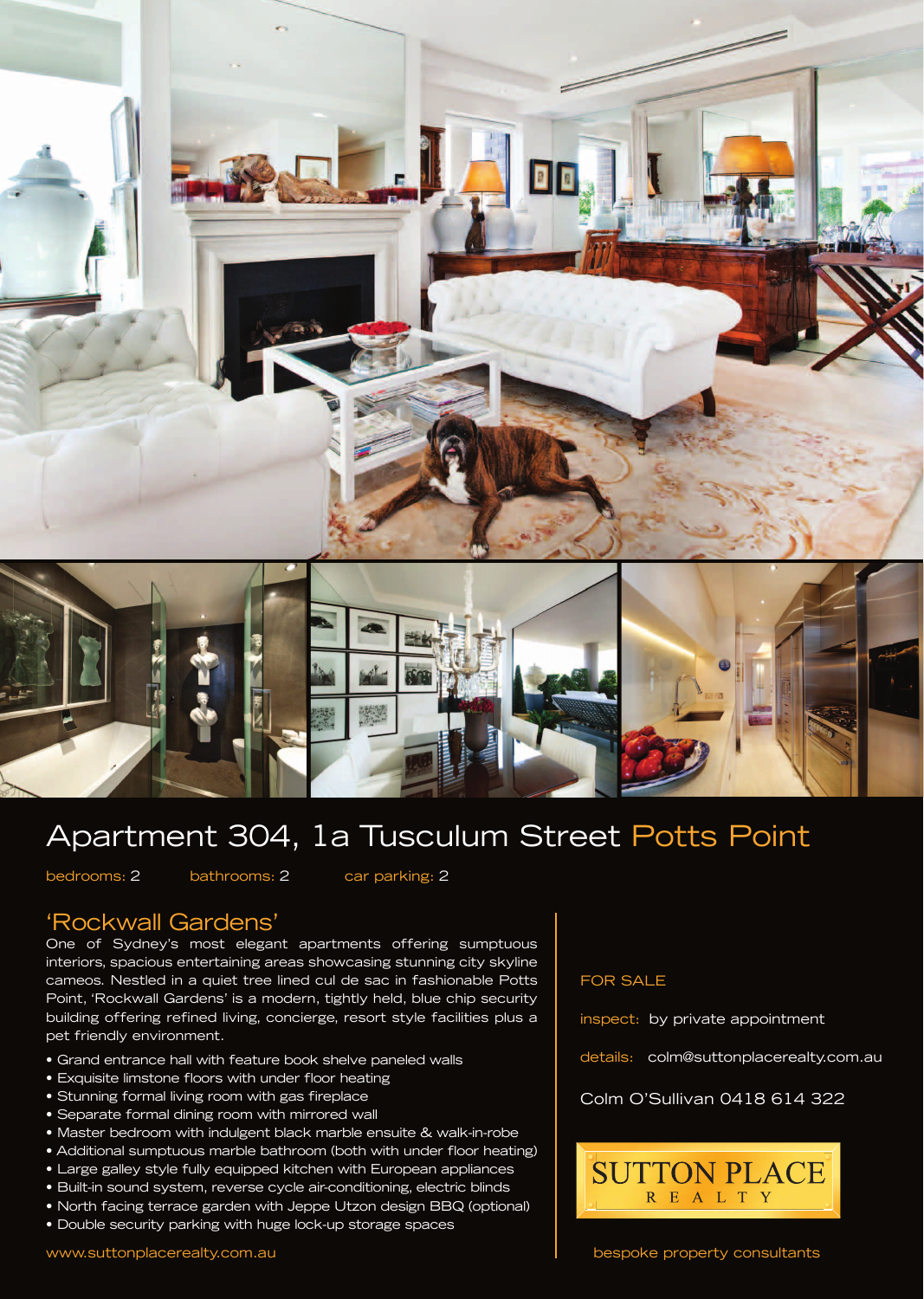# Apartment 304, 1a Tusculum Street Potts Point

bedrooms: 2 bathrooms: 2 car parking: 2

## 'Rockwall Gardens'

One of Sydney's most elegant apartments offering sumptuous interiors, spacious entertaining areas showcasing stunning city skyline cameos. Nestled in a quiet tree lined cul de sac in fashionable Potts Point, 'Rockwall Gardens' is a modern, tightly held, blue chip security building offering refined living, concierge, resort style facilities plus a pet friendly environment.

- Grand entrance hall with feature book shelve paneled walls
- Exquisite limstone floors with under floor heating
- Stunning formal living room with gas fireplace
- Separate formal dining room with mirrored wall
- Master bedroom with indulgent black marble ensuite & walk-in-robe
- Additional sumptuous marble bathroom (both with under floor heating)
- Large galley style fully equipped kitchen with European appliances
- Built-in sound system, reverse cycle air-conditioning, electric blinds
- North facing terrace garden with Jeppe Utzon design BBQ (optional)
- Double security parking with huge lock-up storage spaces

www.suttonplacerealty.com.au

FOR SALE

inspect: by private appointment

details: colm@suttonplacerealty.com.au

Colm O'Sullivan 0418 614 322

SUTTON PLACE REALTY

bespoke property consultants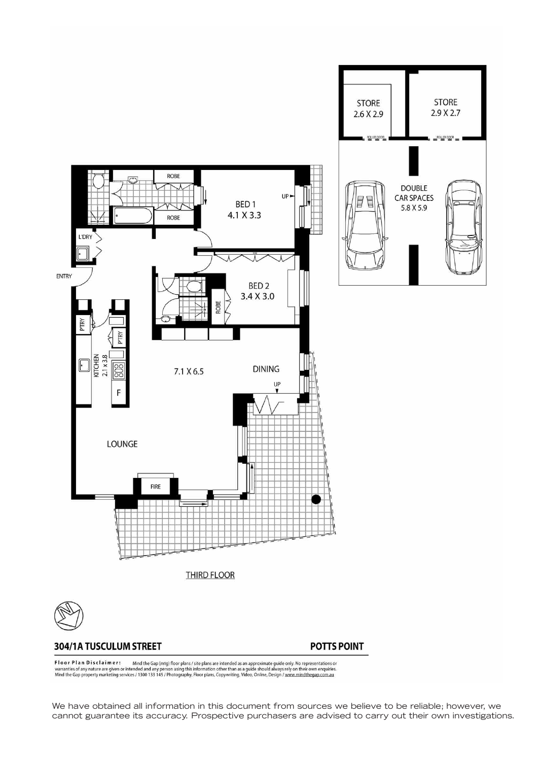STORE
2.6 X 2.9

STORE
2.9 X 2.7

ROLLER DOOR

ROLLER DOOR

DOUBLE
CAR SPACES
5.8 X 5.9

ROBE

ROBE

BED 1
4.1 X 3.3

UP

L'DRY

ENTRY

BED 2
3.4 X 3.0

ROBE

P'TRY

P'TRY

KITCHEN
2.1 x 3.8

F

7.1 X 6.5

DINING

UP

LOUNGE

FIRE

THIRD FLOOR

**304/1A TUSCULUM STREET** **POTTS POINT**

**Floor Plan Disclaimer:** Mind the Gap (mtg) floor plans / site plans are intended as an approximate guide only. No representations or warranties of any nature are given or intended and any person using this information other than as a guide should always rely on their own enquiries. Mind the Gap property marketing services / 1300 133 145 / Photography, Floor plans, Copywriting, Video, Online, Design / www.mindthegap.com.au

We have obtained all information in this document from sources we believe to be reliable; however, we cannot guarantee its accuracy. Prospective purchasers are advised to carry out their own investigations.